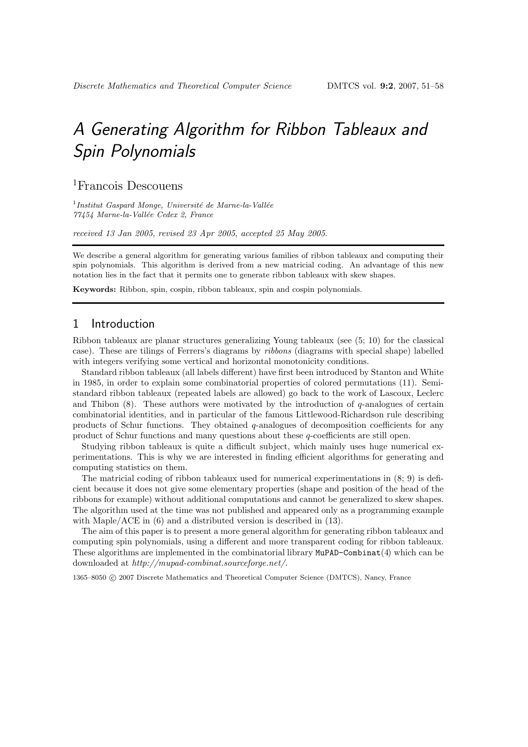# A Generating Algorithm for Ribbon Tableaux and Spin Polynomials

[1]Francois Descouens

[1]*Institut Gaspard Monge, Université de Marne-la-Vallée*
*77454 Marne-la-Vallée Cedex 2, France*

*received 13 Jan 2005, revised 23 Apr 2005, accepted 25 May 2005.*

We describe a general algorithm for generating various families of ribbon tableaux and computing their spin polynomials. This algorithm is derived from a new matricial coding. An advantage of this new notation lies in the fact that it permits one to generate ribbon tableaux with skew shapes.

**Keywords:** Ribbon, spin, cospin, ribbon tableaux, spin and cospin polynomials.

## 1 Introduction

Ribbon tableaux are planar structures generalizing Young tableaux (see (5; 10) for the classical case). These are tilings of Ferrers's diagrams by *ribbons* (diagrams with special shape) labelled with integers verifying some vertical and horizontal monotonicity conditions.

Standard ribbon tableaux (all labels different) have first been introduced by Stanton and White in 1985, in order to explain some combinatorial properties of colored permutations (11). Semi-standard ribbon tableaux (repeated labels are allowed) go back to the work of Lascoux, Leclerc and Thibon (8). These authors were motivated by the introduction of $q$-analogues of certain combinatorial identities, and in particular of the famous Littlewood-Richardson rule describing products of Schur functions. They obtained $q$-analogues of decomposition coefficients for any product of Schur functions and many questions about these $q$-coefficients are still open.

Studying ribbon tableaux is quite a difficult subject, which mainly uses huge numerical experimentations. This is why we are interested in finding efficient algorithms for generating and computing statistics on them.

The matricial coding of ribbon tableaux used for numerical experimentations in (8; 9) is deficient because it does not give some elementary properties (shape and position of the head of the ribbons for example) without additional computations and cannot be generalized to skew shapes. The algorithm used at the time was not published and appeared only as a programming example with Maple/ACE in (6) and a distributed version is described in (13).

The aim of this paper is to present a more general algorithm for generating ribbon tableaux and computing spin polynomials, using a different and more transparent coding for ribbon tableaux. These algorithms are implemented in the combinatorial library MuPAD-Combinat(4) which can be downloaded at *http://mupad-combinat.sourceforge.net/*.

1365–8050 © 2007 Discrete Mathematics and Theoretical Computer Science (DMTCS), Nancy, France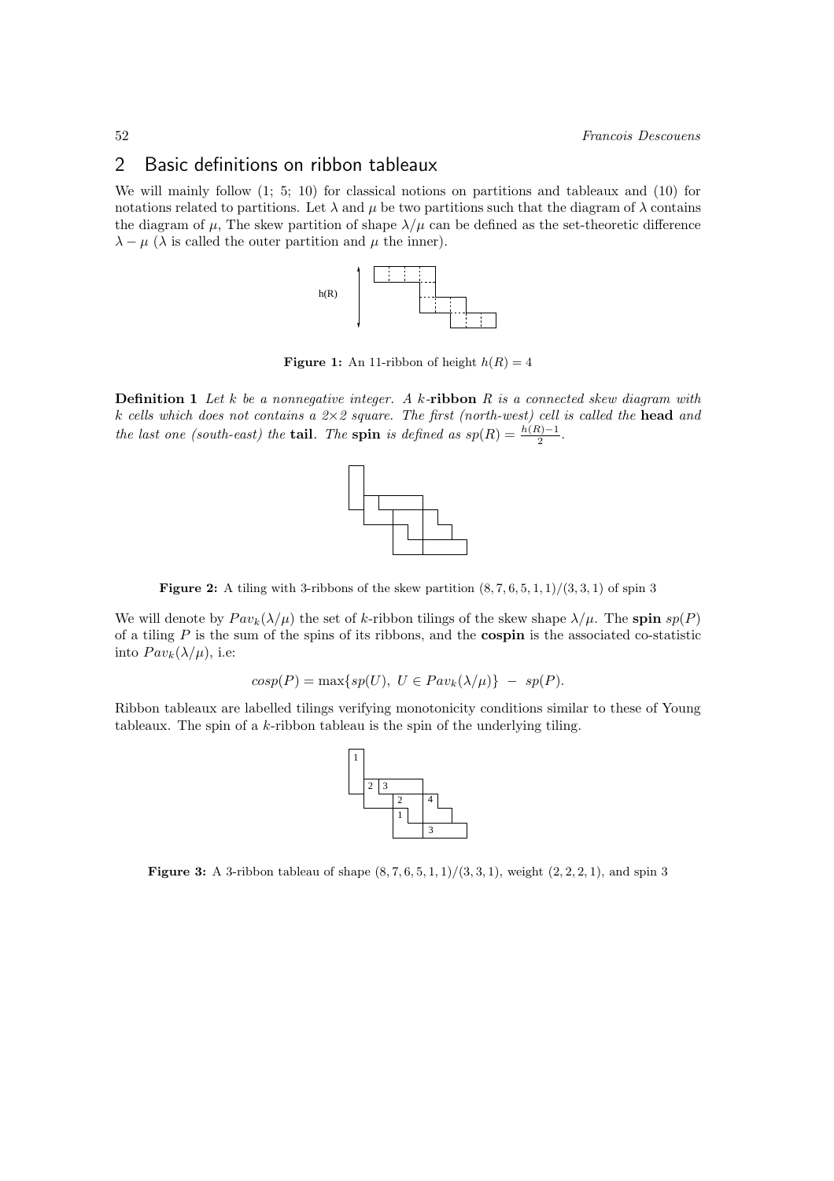## 2 Basic definitions on ribbon tableaux

We will mainly follow (1; 5; 10) for classical notions on partitions and tableaux and (10) for notations related to partitions. Let $\lambda$ and $\mu$ be two partitions such that the diagram of $\lambda$ contains the diagram of $\mu$, The skew partition of shape $\lambda/\mu$ can be defined as the set-theoretic difference $\lambda - \mu$ ($\lambda$ is called the outer partition and $\mu$ the inner).

**Figure 1:** An 11-ribbon of height $h(R) = 4$

**Definition 1** *Let $k$ be a nonnegative integer. A $k$-**ribbon** $R$ is a connected skew diagram with $k$ cells which does not contains a $2{\times}2$ square. The first (north-west) cell is called the **head** and the last one (south-east) the **tail**. The **spin** is defined as $sp(R) = \frac{h(R)-1}{2}$.*

**Figure 2:** A tiling with 3-ribbons of the skew partition $(8, 7, 6, 5, 1, 1)/(3, 3, 1)$ of spin 3

We will denote by $Pav_k(\lambda/\mu)$ the set of $k$-ribbon tilings of the skew shape $\lambda/\mu$. The **spin** $sp(P)$ of a tiling $P$ is the sum of the spins of its ribbons, and the **cospin** is the associated co-statistic into $Pav_k(\lambda/\mu)$, i.e:

$$cosp(P) = \max\{sp(U),\ U \in Pav_k(\lambda/\mu)\}\ -\ sp(P).$$

Ribbon tableaux are labelled tilings verifying monotonicity conditions similar to these of Young tableaux. The spin of a $k$-ribbon tableau is the spin of the underlying tiling.

**Figure 3:** A 3-ribbon tableau of shape $(8, 7, 6, 5, 1, 1)/(3, 3, 1)$, weight $(2, 2, 2, 1)$, and spin 3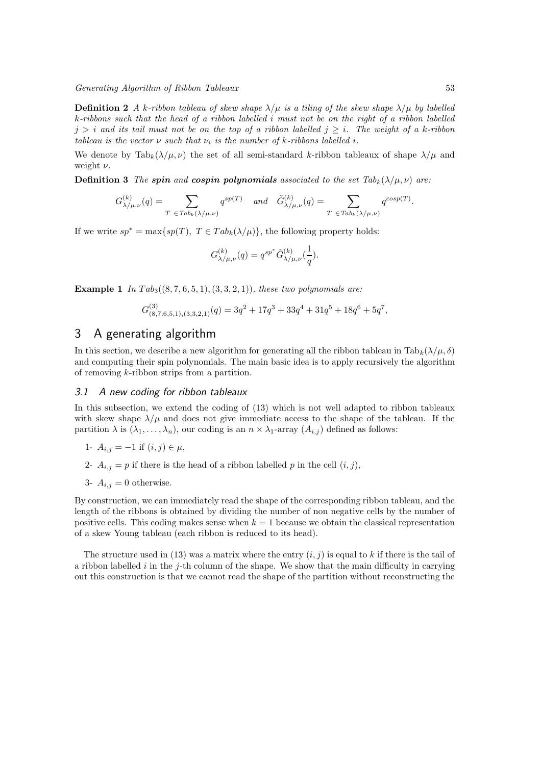**Definition 2** *A $k$-ribbon tableau of skew shape $\lambda/\mu$ is a tiling of the skew shape $\lambda/\mu$ by labelled $k$-ribbons such that the head of a ribbon labelled $i$ must not be on the right of a ribbon labelled $j > i$ and its tail must not be on the top of a ribbon labelled $j \geq i$. The weight of a $k$-ribbon tableau is the vector $\nu$ such that $\nu_i$ is the number of $k$-ribbons labelled $i$.*

We denote by $\mathrm{Tab}_k(\lambda/\mu, \nu)$ the set of all semi-standard $k$-ribbon tableaux of shape $\lambda/\mu$ and weight $\nu$.

**Definition 3** *The **spin** and **cospin polynomials** associated to the set $Tab_k(\lambda/\mu, \nu)$ are:*

$$G^{(k)}_{\lambda/\mu,\nu}(q) = \sum_{T \ \in Tab_k(\lambda/\mu,\nu)} q^{sp(T)} \quad \text{and} \quad \tilde{G}^{(k)}_{\lambda/\mu,\nu}(q) = \sum_{T \ \in Tab_k(\lambda/\mu,\nu)} q^{cosp(T)}.$$

If we write $sp^* = \max\{sp(T),\ T \in Tab_k(\lambda/\mu)\}$, the following property holds:

$$G^{(k)}_{\lambda/\mu,\nu}(q) = q^{sp^*} \tilde{G}^{(k)}_{\lambda/\mu,\nu}(\frac{1}{q}).$$

**Example 1** *In $Tab_3((8,7,6,5,1),(3,3,2,1))$, these two polynomials are:*

$$G^{(3)}_{(8,7,6,5,1),(3,3,2,1)}(q) = 3q^2 + 17q^3 + 33q^4 + 31q^5 + 18q^6 + 5q^7,$$

## 3 A generating algorithm

In this section, we describe a new algorithm for generating all the ribbon tableau in $\mathrm{Tab}_k(\lambda/\mu, \delta)$ and computing their spin polynomials. The main basic idea is to apply recursively the algorithm of removing $k$-ribbon strips from a partition.

### 3.1 A new coding for ribbon tableaux

In this subsection, we extend the coding of (13) which is not well adapted to ribbon tableaux with skew shape $\lambda/\mu$ and does not give immediate access to the shape of the tableau. If the partition $\lambda$ is $(\lambda_1, \ldots, \lambda_n)$, our coding is an $n \times \lambda_1$-array $(A_{i,j})$ defined as follows:

1- $A_{i,j} = -1$ if $(i,j) \in \mu$,

2- $A_{i,j} = p$ if there is the head of a ribbon labelled $p$ in the cell $(i,j)$,

3- $A_{i,j} = 0$ otherwise.

By construction, we can immediately read the shape of the corresponding ribbon tableau, and the length of the ribbons is obtained by dividing the number of non negative cells by the number of positive cells. This coding makes sense when $k = 1$ because we obtain the classical representation of a skew Young tableau (each ribbon is reduced to its head).

The structure used in (13) was a matrix where the entry $(i,j)$ is equal to $k$ if there is the tail of a ribbon labelled $i$ in the $j$-th column of the shape. We show that the main difficulty in carrying out this construction is that we cannot read the shape of the partition without reconstructing the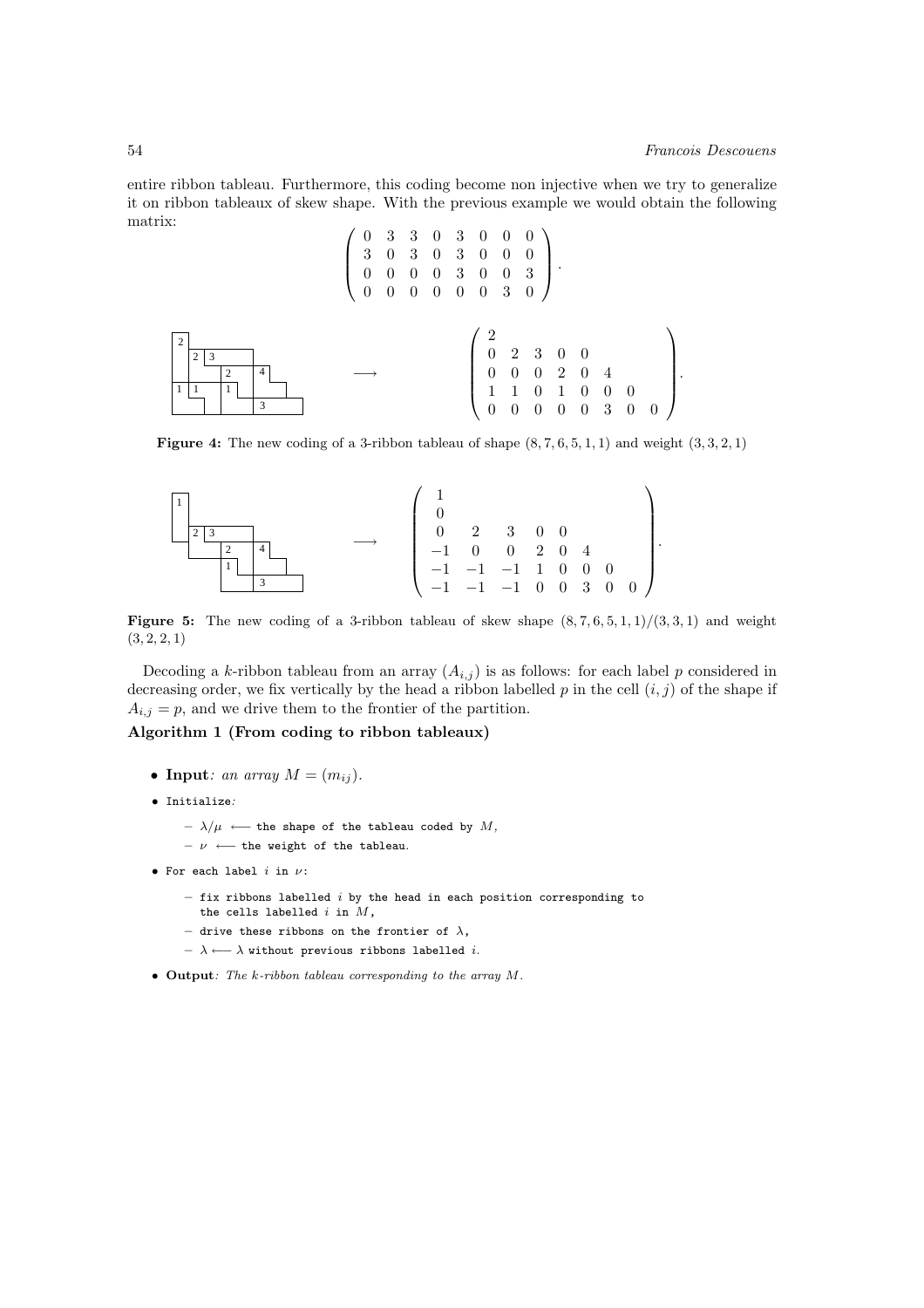entire ribbon tableau. Furthermore, this coding become non injective when we try to generalize it on ribbon tableaux of skew shape. With the previous example we would obtain the following matrix:

$$\begin{pmatrix} 0 & 3 & 3 & 0 & 3 & 0 & 0 & 0 \\ 3 & 0 & 3 & 0 & 3 & 0 & 0 & 0 \\ 0 & 0 & 0 & 0 & 3 & 0 & 0 & 3 \\ 0 & 0 & 0 & 0 & 0 & 0 & 3 & 0 \end{pmatrix}.$$

$$\longrightarrow \begin{pmatrix} 2 & & & & & & & \\ 0 & 2 & 3 & 0 & 0 & & & \\ 0 & 0 & 0 & 2 & 0 & 4 & & \\ 1 & 1 & 0 & 1 & 0 & 0 & 0 & \\ 0 & 0 & 0 & 0 & 0 & 3 & 0 & 0 \end{pmatrix}.$$

**Figure 4:** The new coding of a 3-ribbon tableau of shape $(8, 7, 6, 5, 1, 1)$ and weight $(3, 3, 2, 1)$

$$\longrightarrow \begin{pmatrix} 1 & & & & & & & \\ 0 & & & & & & & \\ 0 & 2 & 3 & 0 & 0 & & & \\ -1 & 0 & 0 & 2 & 0 & 4 & & \\ -1 & -1 & -1 & 1 & 0 & 0 & 0 & \\ -1 & -1 & -1 & 0 & 0 & 3 & 0 & 0 \end{pmatrix}.$$

**Figure 5:** The new coding of a 3-ribbon tableau of skew shape $(8, 7, 6, 5, 1, 1)/(3, 3, 1)$ and weight $(3, 2, 2, 1)$

Decoding a $k$-ribbon tableau from an array $(A_{i,j})$ is as follows: for each label $p$ considered in decreasing order, we fix vertically by the head a ribbon labelled $p$ in the cell $(i, j)$ of the shape if $A_{i,j} = p$, and we drive them to the frontier of the partition.

**Algorithm 1 (From coding to ribbon tableaux)**

- **Input**: *an array* $M = (m_{ij})$.
- Initialize:
  - $\lambda/\mu \longleftarrow$ the shape of the tableau coded by $M$,
  - $\nu \longleftarrow$ the weight of the tableau.
- For each label $i$ in $\nu$:
  - fix ribbons labelled $i$ by the head in each position corresponding to the cells labelled $i$ in $M$,
  - drive these ribbons on the frontier of $\lambda$,
  - $\lambda \longleftarrow \lambda$ without previous ribbons labelled $i$.
- **Output**: *The $k$-ribbon tableau corresponding to the array $M$.*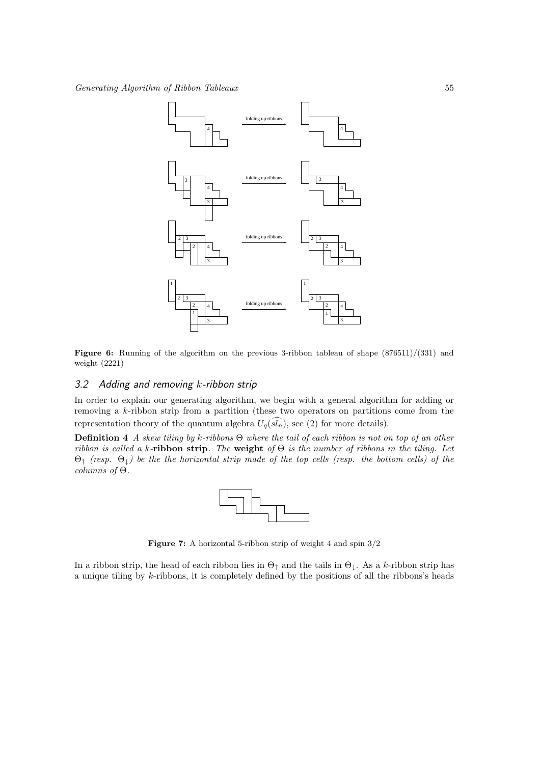Figure 6: Running of the algorithm on the previous 3-ribbon tableau of shape (876511)/(331) and weight (2221)

## 3.2 Adding and removing $k$-ribbon strip

In order to explain our generating algorithm, we begin with a general algorithm for adding or removing a $k$-ribbon strip from a partition (these two operators on partitions come from the representation theory of the quantum algebra $U_q(\widehat{sl_n})$, see (2) for more details).

**Definition 4** *A skew tiling by $k$-ribbons $\Theta$ where the tail of each ribbon is not on top of an other ribbon is called a $k$-***ribbon strip***. The* **weight** *of $\Theta$ is the number of ribbons in the tiling. Let $\Theta_\uparrow$ (resp. $\Theta_\downarrow$) be the the horizontal strip made of the top cells (resp. the bottom cells) of the columns of $\Theta$.*

Figure 7: A horizontal 5-ribbon strip of weight 4 and spin 3/2

In a ribbon strip, the head of each ribbon lies in $\Theta_\uparrow$ and the tails in $\Theta_\downarrow$. As a $k$-ribbon strip has a unique tiling by $k$-ribbons, it is completely defined by the positions of all the ribbons's heads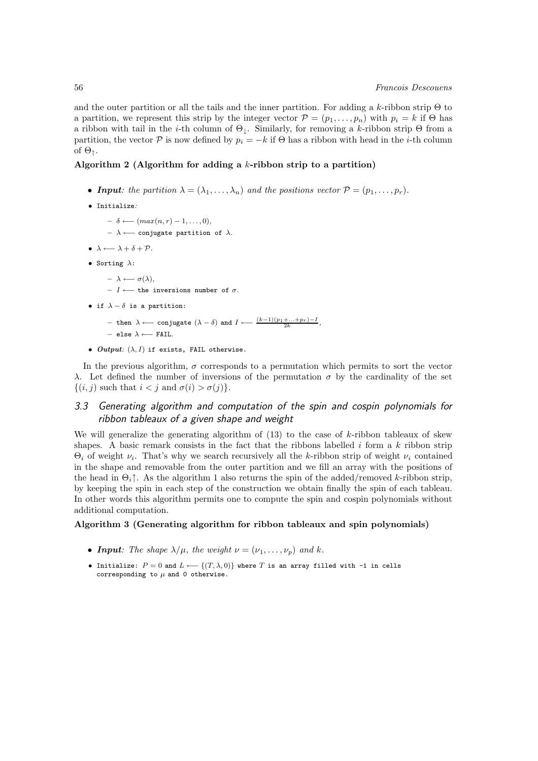and the outer partition or all the tails and the inner partition. For adding a $k$-ribbon strip $\Theta$ to a partition, we represent this strip by the integer vector $\mathcal{P} = (p_1, \ldots, p_n)$ with $p_i = k$ if $\Theta$ has a ribbon with tail in the $i$-th column of $\Theta_\downarrow$. Similarly, for removing a $k$-ribbon strip $\Theta$ from a partition, the vector $\mathcal{P}$ is now defined by $p_i = -k$ if $\Theta$ has a ribbon with head in the $i$-th column of $\Theta_\uparrow$.

**Algorithm 2 (Algorithm for adding a $k$-ribbon strip to a partition)**

- ***Input***: *the partition* $\lambda = (\lambda_1, \ldots, \lambda_n)$ *and the positions vector* $\mathcal{P} = (p_1, \ldots, p_r)$.
- `Initialize`:
  - $\delta \longleftarrow (max(n, r) - 1, \ldots, 0)$,
  - $\lambda \longleftarrow$ `conjugate partition of` $\lambda$.
- $\lambda \longleftarrow \lambda + \delta + \mathcal{P}$.
- `Sorting` $\lambda$:
  - $\lambda \longleftarrow \sigma(\lambda)$,
  - $I \longleftarrow$ `the inversions number of` $\sigma$.
- `if` $\lambda - \delta$ `is a partition`:
  - `then` $\lambda \longleftarrow$ `conjugate` $(\lambda - \delta)$ `and` $I \longleftarrow \frac{(k-1)(p_1 + \ldots + p_r) - I}{2k}$,
  - `else` $\lambda \longleftarrow$ `FAIL`.
- ***Output***: $(\lambda, I)$ `if exists, FAIL otherwise`.

In the previous algorithm, $\sigma$ corresponds to a permutation which permits to sort the vector $\lambda$. Let defined the number of inversions of the permutation $\sigma$ by the cardinality of the set $\{(i, j)$ such that $i < j$ and $\sigma(i) > \sigma(j)\}$.

### 3.3 *Generating algorithm and computation of the spin and cospin polynomials for ribbon tableaux of a given shape and weight*

We will generalize the generating algorithm of (13) to the case of $k$-ribbon tableaux of skew shapes. A basic remark consists in the fact that the ribbons labelled $i$ form a $k$ ribbon strip $\Theta_i$ of weight $\nu_i$. That's why we search recursively all the $k$-ribbon strip of weight $\nu_i$ contained in the shape and removable from the outer partition and we fill an array with the positions of the head in $\Theta_i\uparrow$. As the algorithm 1 also returns the spin of the added/removed $k$-ribbon strip, by keeping the spin in each step of the construction we obtain finally the spin of each tableau. In other words this algorithm permits one to compute the spin and cospin polynomials without additional computation.

**Algorithm 3 (Generating algorithm for ribbon tableaux and spin polynomials)**

- ***Input***: *The shape* $\lambda/\mu$, *the weight* $\nu = (\nu_1, \ldots, \nu_p)$ *and* $k$.
- `Initialize:` $P = 0$ `and` $L \longleftarrow \{(T, \lambda, 0)\}$ `where` $T$ `is an array filled with -1 in cells corresponding to` $\mu$ `and 0 otherwise.`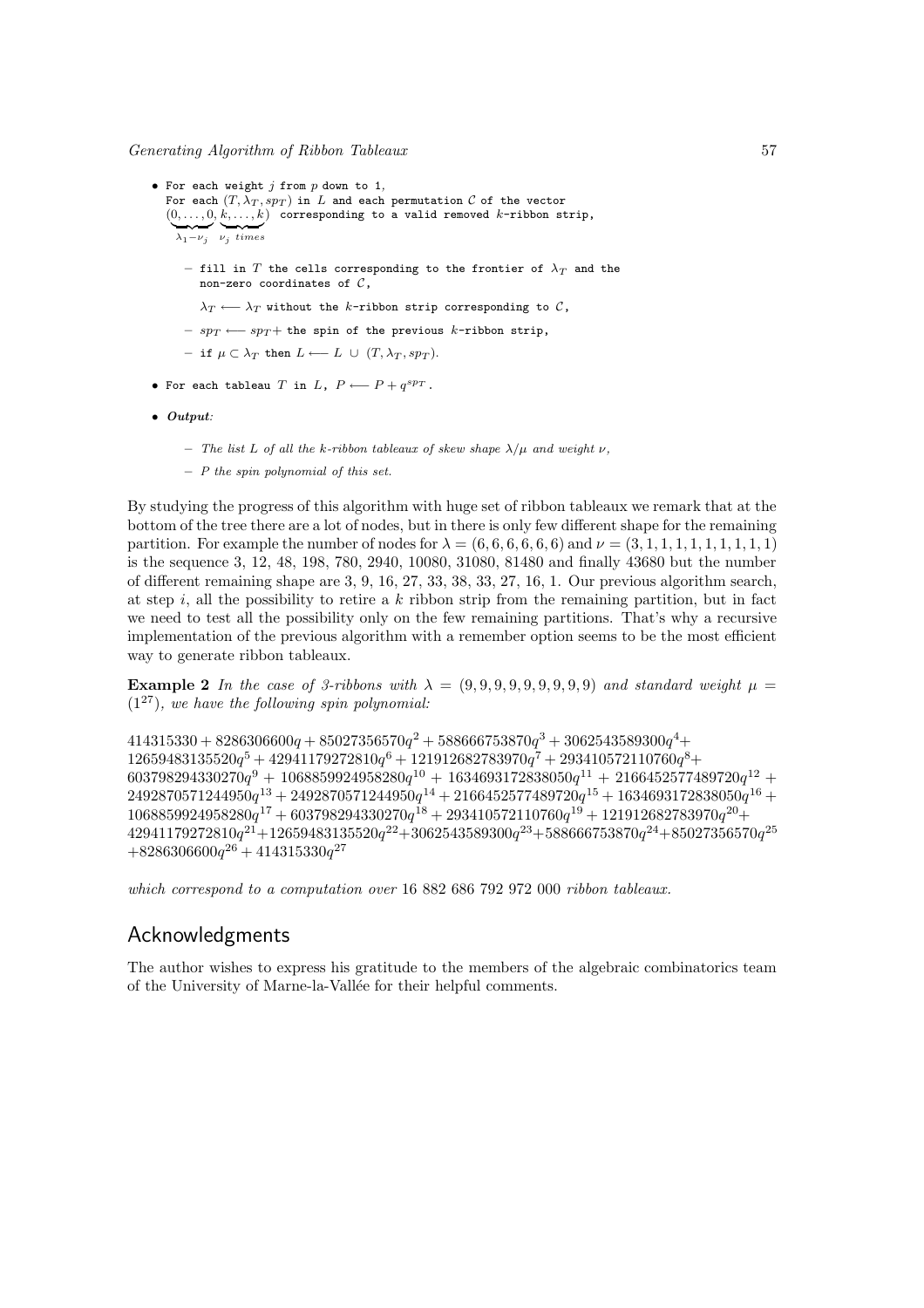- For each weight $j$ from $p$ down to 1,
  For each $(T, \lambda_T, sp_T)$ in $L$ and each permutation $\mathcal{C}$ of the vector $(\underbrace{0,\ldots,0}_{\lambda_1-\nu_j}, \underbrace{k,\ldots,k}_{\nu_j \text{ times}})$ corresponding to a valid removed $k$-ribbon strip,

  - fill in $T$ the cells corresponding to the frontier of $\lambda_T$ and the non-zero coordinates of $\mathcal{C}$,

    $\lambda_T \longleftarrow \lambda_T$ without the $k$-ribbon strip corresponding to $\mathcal{C}$,
  - $sp_T \longleftarrow sp_T+$ the spin of the previous $k$-ribbon strip,
  - if $\mu \subset \lambda_T$ then $L \longleftarrow L \,\cup\, (T, \lambda_T, sp_T)$.
- For each tableau $T$ in $L$, $P \longleftarrow P + q^{sp_T}$.
- ***Output:***
  - *The list $L$ of all the $k$-ribbon tableaux of skew shape $\lambda/\mu$ and weight $\nu$,*
  - *$P$ the spin polynomial of this set.*

By studying the progress of this algorithm with huge set of ribbon tableaux we remark that at the bottom of the tree there are a lot of nodes, but in there is only few different shape for the remaining partition. For example the number of nodes for $\lambda = (6, 6, 6, 6, 6, 6)$ and $\nu = (3, 1, 1, 1, 1, 1, 1, 1, 1, 1)$ is the sequence 3, 12, 48, 198, 780, 2940, 10080, 31080, 81480 and finally 43680 but the number of different remaining shape are 3, 9, 16, 27, 33, 38, 33, 27, 16, 1. Our previous algorithm search, at step $i$, all the possibility to retire a $k$ ribbon strip from the remaining partition, but in fact we need to test all the possibility only on the few remaining partitions. That's why a recursive implementation of the previous algorithm with a remember option seems to be the most efficient way to generate ribbon tableaux.

**Example 2** *In the case of 3-ribbons with $\lambda = (9, 9, 9, 9, 9, 9, 9, 9, 9)$ and standard weight $\mu = (1^{27})$, we have the following spin polynomial:*

$$414315330 + 8286306600q + 85027356570q^2 + 588666753870q^3 + 3062543589300q^4 + 12659483135520q^5 + 42941179272810q^6 + 121912682783970q^7 + 293410572110760q^8 + 603798294330270q^9 + 1068859924958280q^{10} + 1634693172838050q^{11} + 2166452577489720q^{12} + 2492870571244950q^{13} + 2492870571244950q^{14} + 2166452577489720q^{15} + 1634693172838050q^{16} + 1068859924958280q^{17} + 603798294330270q^{18} + 293410572110760q^{19} + 121912682783970q^{20} + 42941179272810q^{21} + 12659483135520q^{22} + 3062543589300q^{23} + 588666753870q^{24} + 85027356570q^{25} + 8286306600q^{26} + 414315330q^{27}$$

*which correspond to a computation over* 16 882 686 792 972 000 *ribbon tableaux.*

## Acknowledgments

The author wishes to express his gratitude to the members of the algebraic combinatorics team of the University of Marne-la-Vallée for their helpful comments.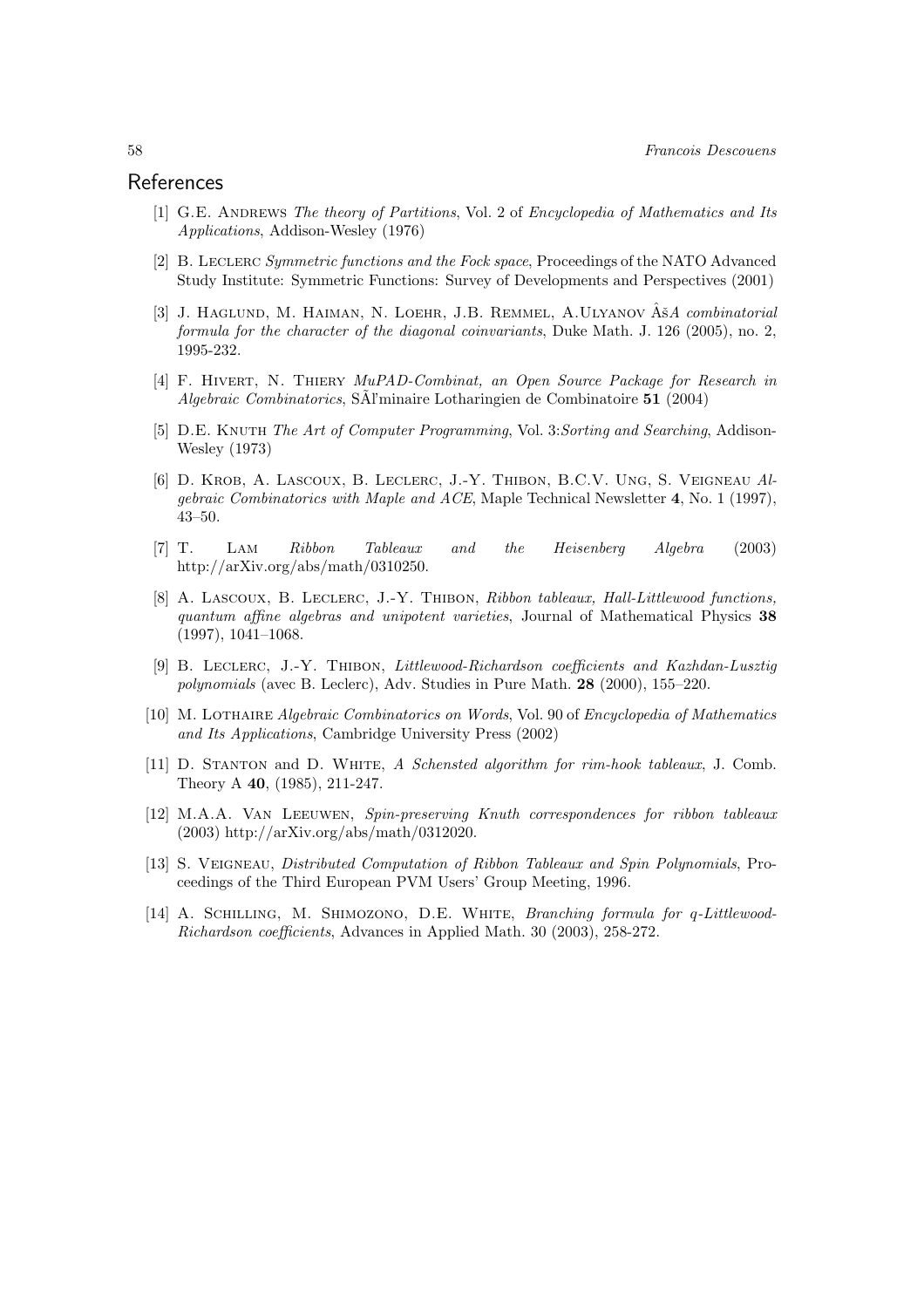## References

[1] G.E. Andrews *The theory of Partitions*, Vol. 2 of *Encyclopedia of Mathematics and Its Applications*, Addison-Wesley (1976)

[2] B. Leclerc *Symmetric functions and the Fock space*, Proceedings of the NATO Advanced Study Institute: Symmetric Functions: Survey of Developments and Perspectives (2001)

[3] J. Haglund, M. Haiman, N. Loehr, J.B. Remmel, A.Ulyanov Âš*A combinatorial formula for the character of the diagonal coinvariants*, Duke Math. J. 126 (2005), no. 2, 1995-232.

[4] F. Hivert, N. Thiery *MuPAD-Combinat, an Open Source Package for Research in Algebraic Combinatorics*, SÃl'minaire Lotharingien de Combinatoire **51** (2004)

[5] D.E. Knuth *The Art of Computer Programming*, Vol. 3:*Sorting and Searching*, Addison-Wesley (1973)

[6] D. Krob, A. Lascoux, B. Leclerc, J.-Y. Thibon, B.C.V. Ung, S. Veigneau *Algebraic Combinatorics with Maple and ACE*, Maple Technical Newsletter **4**, No. 1 (1997), 43–50.

[7] T. Lam *Ribbon Tableaux and the Heisenberg Algebra* (2003) http://arXiv.org/abs/math/0310250.

[8] A. Lascoux, B. Leclerc, J.-Y. Thibon, *Ribbon tableaux, Hall-Littlewood functions, quantum affine algebras and unipotent varieties*, Journal of Mathematical Physics **38** (1997), 1041–1068.

[9] B. Leclerc, J.-Y. Thibon, *Littlewood-Richardson coefficients and Kazhdan-Lusztig polynomials* (avec B. Leclerc), Adv. Studies in Pure Math. **28** (2000), 155–220.

[10] M. Lothaire *Algebraic Combinatorics on Words*, Vol. 90 of *Encyclopedia of Mathematics and Its Applications*, Cambridge University Press (2002)

[11] D. Stanton and D. White, *A Schensted algorithm for rim-hook tableaux*, J. Comb. Theory A **40**, (1985), 211-247.

[12] M.A.A. Van Leeuwen, *Spin-preserving Knuth correspondences for ribbon tableaux* (2003) http://arXiv.org/abs/math/0312020.

[13] S. Veigneau, *Distributed Computation of Ribbon Tableaux and Spin Polynomials*, Proceedings of the Third European PVM Users' Group Meeting, 1996.

[14] A. Schilling, M. Shimozono, D.E. White, *Branching formula for q-Littlewood-Richardson coefficients*, Advances in Applied Math. 30 (2003), 258-272.